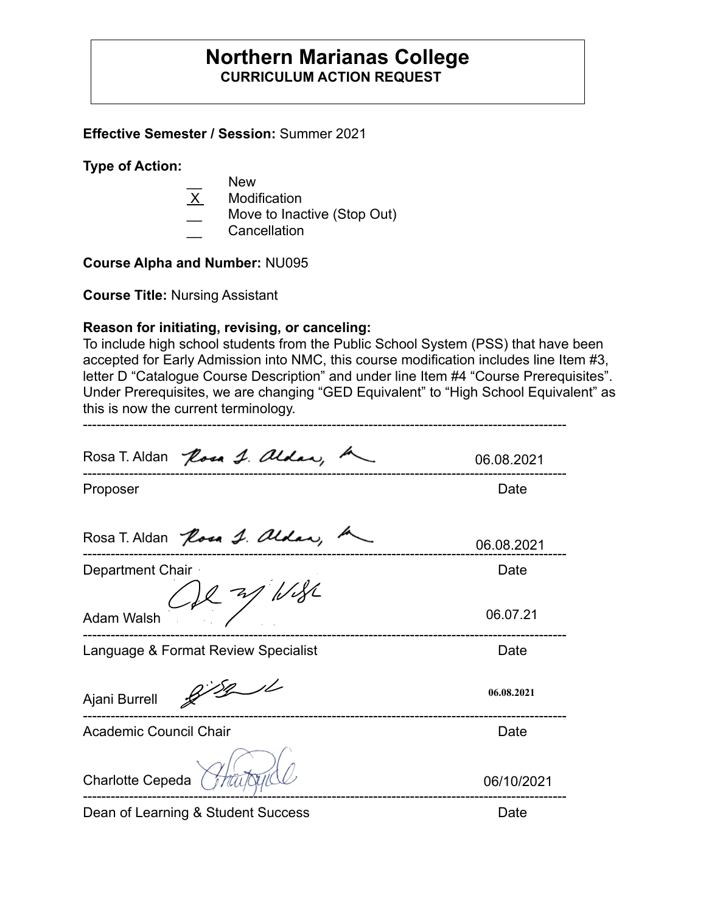# Northern Marianas College

**CURRICULUM ACTION REQUEST**

**Effective Semester / Session:** Summer 2021

**Type of Action:**

- __ New
- X Modification
- __ Move to Inactive (Stop Out)
- __ Cancellation

**Course Alpha and Number:** NU095

**Course Title:** Nursing Assistant

**Reason for initiating, revising, or canceling:**

To include high school students from the Public School System (PSS) that have been accepted for Early Admission into NMC, this course modification includes line Item #3, letter D "Catalogue Course Description" and under line Item #4 "Course Prerequisites". Under Prerequisites, we are changing "GED Equivalent" to "High School Equivalent" as this is now the current terminology.

---

Rosa T. Aldan — 06.08.2021

Proposer — Date

Rosa T. Aldan — 06.08.2021

Department Chair — Date

Adam Walsh — 06.07.21

Language & Format Review Specialist — Date

Ajani Burrell — 06.08.2021

Academic Council Chair — Date

Charlotte Cepeda — 06/10/2021

Dean of Learning & Student Success — Date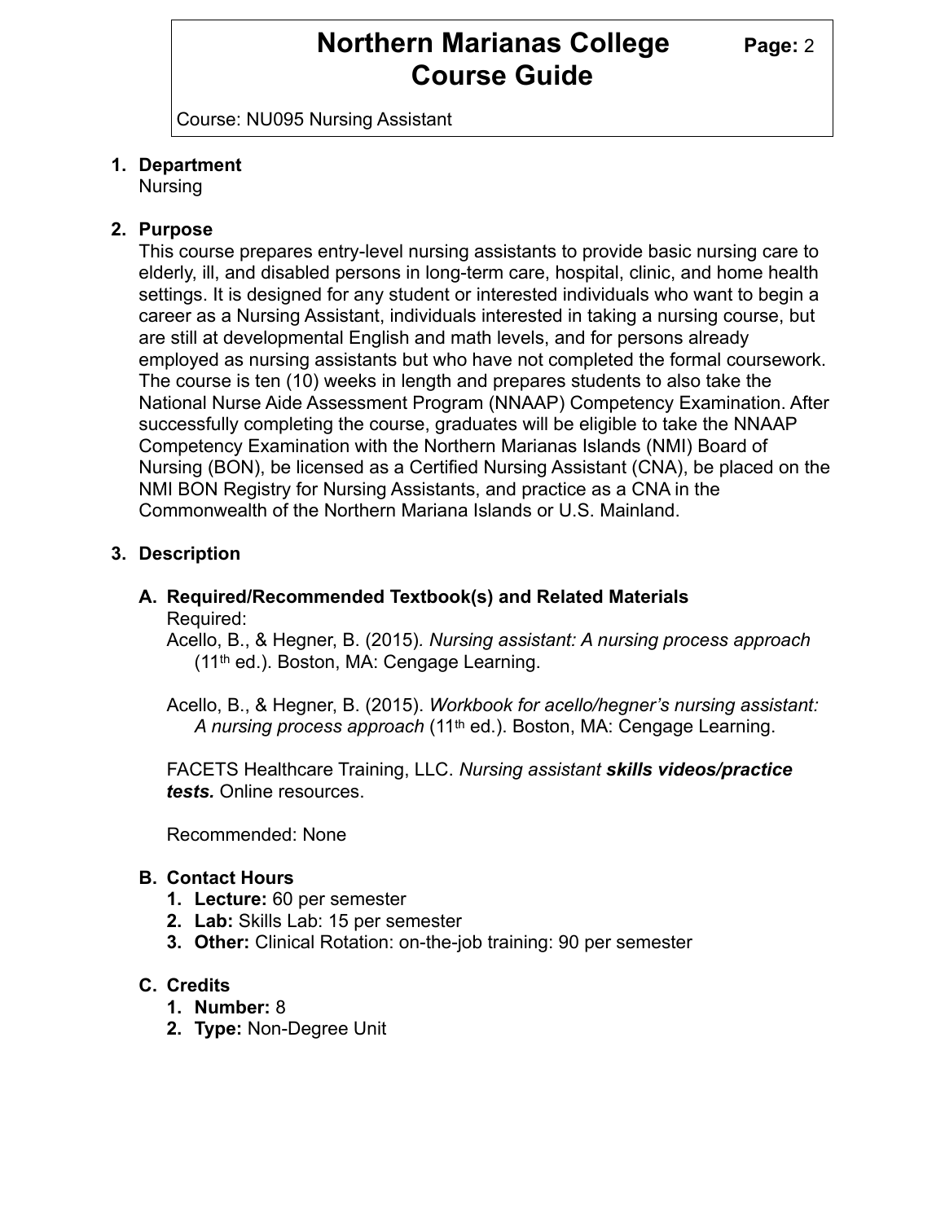# Northern Marianas College Course Guide

Course: NU095 Nursing Assistant

1. **Department**
   Nursing

2. **Purpose**
   This course prepares entry-level nursing assistants to provide basic nursing care to elderly, ill, and disabled persons in long-term care, hospital, clinic, and home health settings. It is designed for any student or interested individuals who want to begin a career as a Nursing Assistant, individuals interested in taking a nursing course, but are still at developmental English and math levels, and for persons already employed as nursing assistants but who have not completed the formal coursework. The course is ten (10) weeks in length and prepares students to also take the National Nurse Aide Assessment Program (NNAAP) Competency Examination. After successfully completing the course, graduates will be eligible to take the NNAAP Competency Examination with the Northern Marianas Islands (NMI) Board of Nursing (BON), be licensed as a Certified Nursing Assistant (CNA), be placed on the NMI BON Registry for Nursing Assistants, and practice as a CNA in the Commonwealth of the Northern Mariana Islands or U.S. Mainland.

3. **Description**

   A. **Required/Recommended Textbook(s) and Related Materials**
      Required:
      Acello, B., & Hegner, B. (2015). *Nursing assistant: A nursing process approach* (11th ed.). Boston, MA: Cengage Learning.

      Acello, B., & Hegner, B. (2015). *Workbook for acello/hegner's nursing assistant: A nursing process approach* (11th ed.). Boston, MA: Cengage Learning.

      FACETS Healthcare Training, LLC. *Nursing assistant* ***skills videos/practice tests.*** Online resources.

      Recommended: None

   B. **Contact Hours**
      1. **Lecture:** 60 per semester
      2. **Lab:** Skills Lab: 15 per semester
      3. **Other:** Clinical Rotation: on-the-job training: 90 per semester

   C. **Credits**
      1. **Number:** 8
      2. **Type:** Non-Degree Unit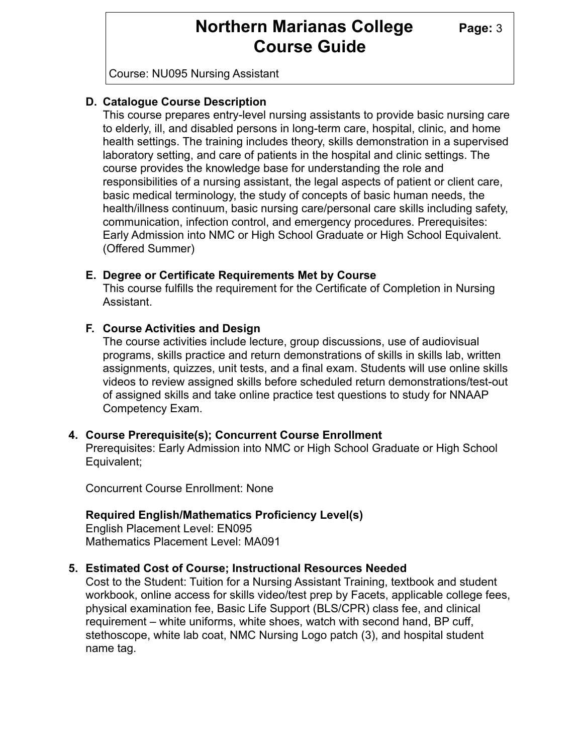**D. Catalogue Course Description**

This course prepares entry-level nursing assistants to provide basic nursing care to elderly, ill, and disabled persons in long-term care, hospital, clinic, and home health settings. The training includes theory, skills demonstration in a supervised laboratory setting, and care of patients in the hospital and clinic settings. The course provides the knowledge base for understanding the role and responsibilities of a nursing assistant, the legal aspects of patient or client care, basic medical terminology, the study of concepts of basic human needs, the health/illness continuum, basic nursing care/personal care skills including safety, communication, infection control, and emergency procedures. Prerequisites: Early Admission into NMC or High School Graduate or High School Equivalent. (Offered Summer)

**E. Degree or Certificate Requirements Met by Course**

This course fulfills the requirement for the Certificate of Completion in Nursing Assistant.

**F. Course Activities and Design**

The course activities include lecture, group discussions, use of audiovisual programs, skills practice and return demonstrations of skills in skills lab, written assignments, quizzes, unit tests, and a final exam. Students will use online skills videos to review assigned skills before scheduled return demonstrations/test-out of assigned skills and take online practice test questions to study for NNAAP Competency Exam.

**4. Course Prerequisite(s); Concurrent Course Enrollment**

Prerequisites: Early Admission into NMC or High School Graduate or High School Equivalent;

Concurrent Course Enrollment: None

**Required English/Mathematics Proficiency Level(s)**

English Placement Level: EN095
Mathematics Placement Level: MA091

**5. Estimated Cost of Course; Instructional Resources Needed**

Cost to the Student: Tuition for a Nursing Assistant Training, textbook and student workbook, online access for skills video/test prep by Facets, applicable college fees, physical examination fee, Basic Life Support (BLS/CPR) class fee, and clinical requirement – white uniforms, white shoes, watch with second hand, BP cuff, stethoscope, white lab coat, NMC Nursing Logo patch (3), and hospital student name tag.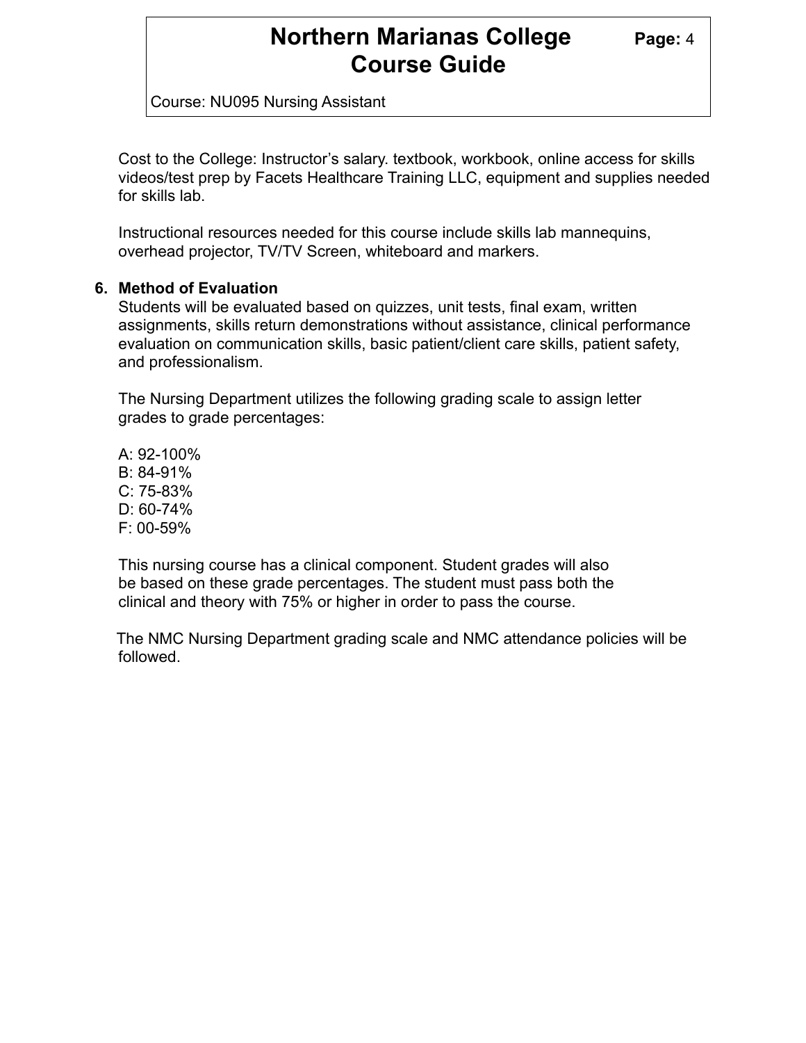Cost to the College: Instructor's salary. textbook, workbook, online access for skills videos/test prep by Facets Healthcare Training LLC, equipment and supplies needed for skills lab.

Instructional resources needed for this course include skills lab mannequins, overhead projector, TV/TV Screen, whiteboard and markers.

**6. Method of Evaluation**

Students will be evaluated based on quizzes, unit tests, final exam, written assignments, skills return demonstrations without assistance, clinical performance evaluation on communication skills, basic patient/client care skills, patient safety, and professionalism.

The Nursing Department utilizes the following grading scale to assign letter grades to grade percentages:

A: 92-100%
B: 84-91%
C: 75-83%
D: 60-74%
F: 00-59%

This nursing course has a clinical component. Student grades will also be based on these grade percentages. The student must pass both the clinical and theory with 75% or higher in order to pass the course.

The NMC Nursing Department grading scale and NMC attendance policies will be followed.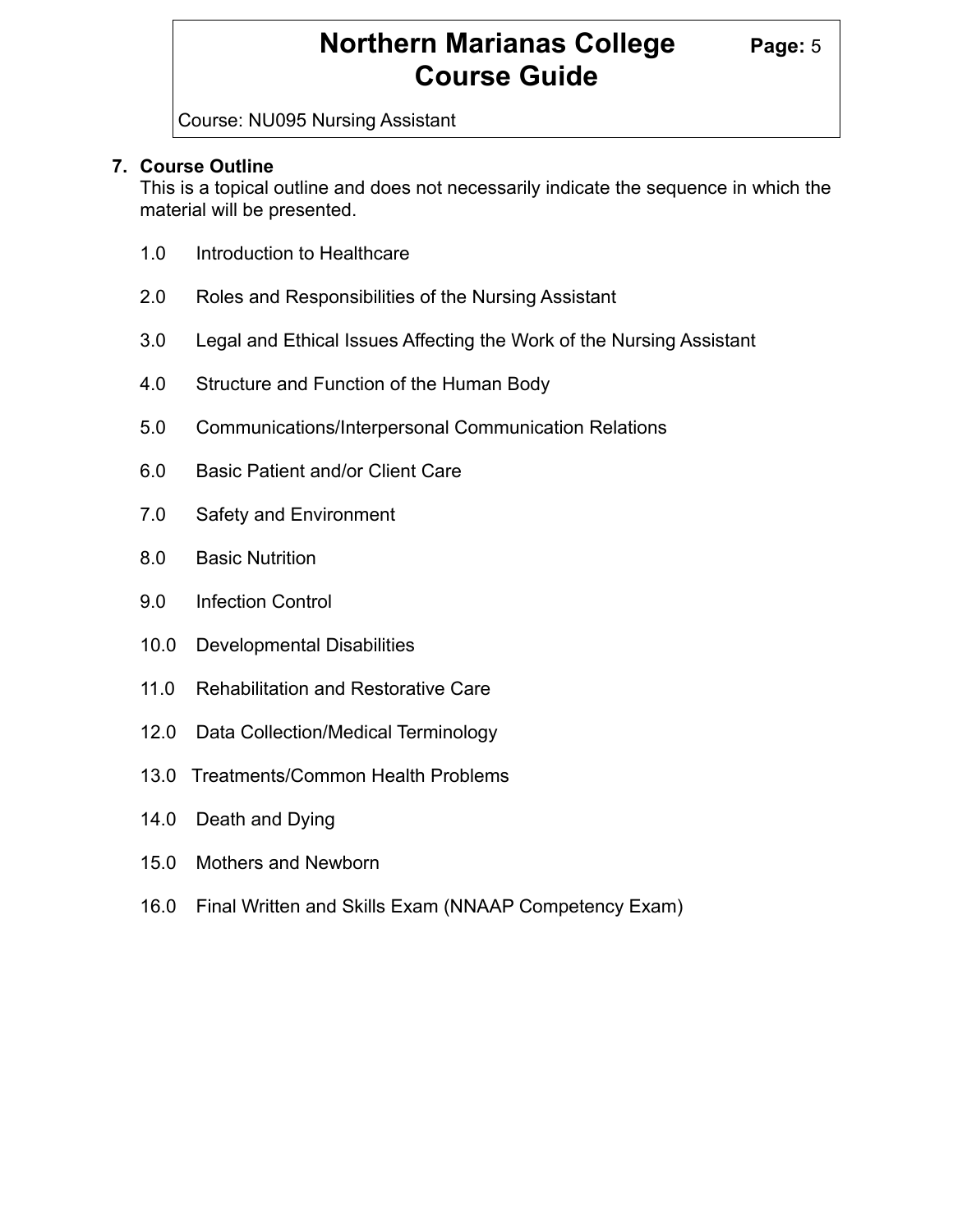## 7. Course Outline

This is a topical outline and does not necessarily indicate the sequence in which the material will be presented.

1.0 Introduction to Healthcare

2.0 Roles and Responsibilities of the Nursing Assistant

3.0 Legal and Ethical Issues Affecting the Work of the Nursing Assistant

4.0 Structure and Function of the Human Body

5.0 Communications/Interpersonal Communication Relations

6.0 Basic Patient and/or Client Care

7.0 Safety and Environment

8.0 Basic Nutrition

9.0 Infection Control

10.0 Developmental Disabilities

11.0 Rehabilitation and Restorative Care

12.0 Data Collection/Medical Terminology

13.0 Treatments/Common Health Problems

14.0 Death and Dying

15.0 Mothers and Newborn

16.0 Final Written and Skills Exam (NNAAP Competency Exam)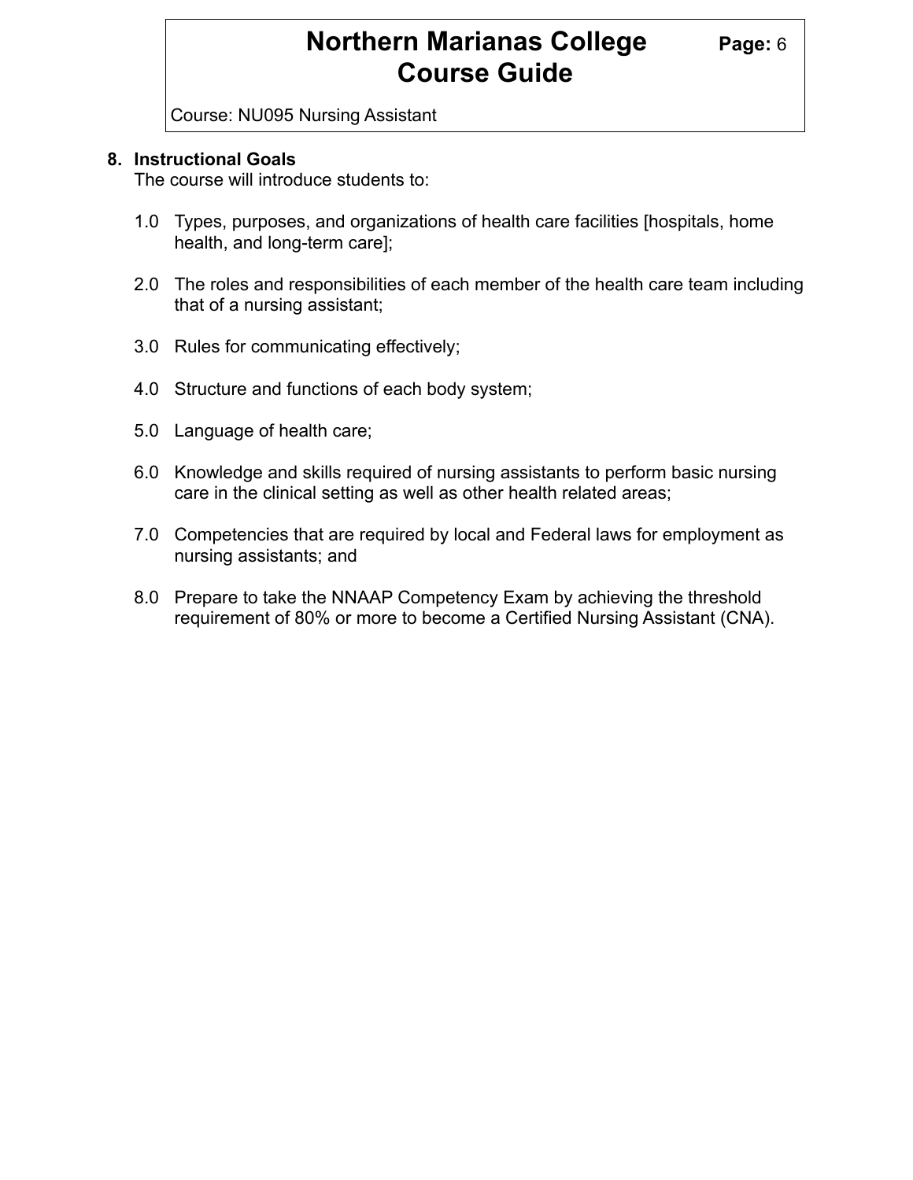## 8. Instructional Goals

The course will introduce students to:

1.0 Types, purposes, and organizations of health care facilities [hospitals, home health, and long-term care];

2.0 The roles and responsibilities of each member of the health care team including that of a nursing assistant;

3.0 Rules for communicating effectively;

4.0 Structure and functions of each body system;

5.0 Language of health care;

6.0 Knowledge and skills required of nursing assistants to perform basic nursing care in the clinical setting as well as other health related areas;

7.0 Competencies that are required by local and Federal laws for employment as nursing assistants; and

8.0 Prepare to take the NNAAP Competency Exam by achieving the threshold requirement of 80% or more to become a Certified Nursing Assistant (CNA).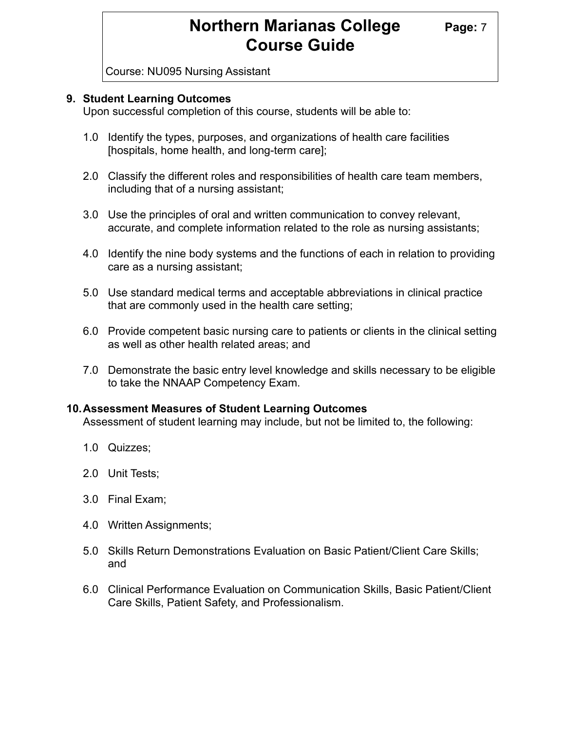## 9. Student Learning Outcomes

Upon successful completion of this course, students will be able to:

1.0 Identify the types, purposes, and organizations of health care facilities [hospitals, home health, and long-term care];

2.0 Classify the different roles and responsibilities of health care team members, including that of a nursing assistant;

3.0 Use the principles of oral and written communication to convey relevant, accurate, and complete information related to the role as nursing assistants;

4.0 Identify the nine body systems and the functions of each in relation to providing care as a nursing assistant;

5.0 Use standard medical terms and acceptable abbreviations in clinical practice that are commonly used in the health care setting;

6.0 Provide competent basic nursing care to patients or clients in the clinical setting as well as other health related areas; and

7.0 Demonstrate the basic entry level knowledge and skills necessary to be eligible to take the NNAAP Competency Exam.

## 10. Assessment Measures of Student Learning Outcomes

Assessment of student learning may include, but not be limited to, the following:

1.0 Quizzes;

2.0 Unit Tests;

3.0 Final Exam;

4.0 Written Assignments;

5.0 Skills Return Demonstrations Evaluation on Basic Patient/Client Care Skills; and

6.0 Clinical Performance Evaluation on Communication Skills, Basic Patient/Client Care Skills, Patient Safety, and Professionalism.